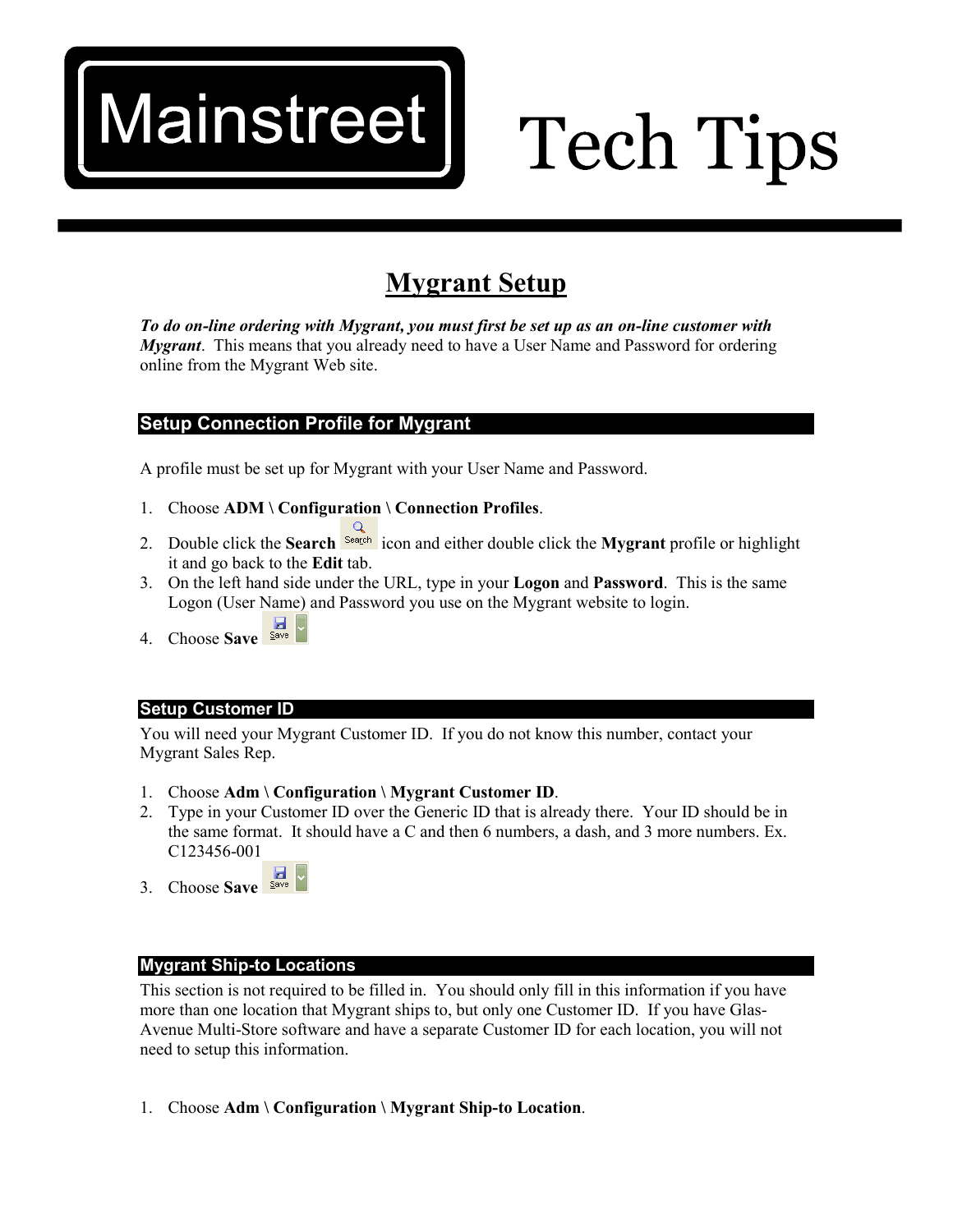# Mainstreet Tech Tips

## Mygrant Setup

***To do on-line ordering with Mygrant, you must first be set up as an on-line customer with Mygrant***. This means that you already need to have a User Name and Password for ordering online from the Mygrant Web site.

### Setup Connection Profile for Mygrant

A profile must be set up for Mygrant with your User Name and Password.

1. Choose **ADM \ Configuration \ Connection Profiles**.
2. Double click the **Search** icon and either double click the **Mygrant** profile or highlight it and go back to the **Edit** tab.
3. On the left hand side under the URL, type in your **Logon** and **Password**. This is the same Logon (User Name) and Password you use on the Mygrant website to login.
4. Choose **Save**

### Setup Customer ID

You will need your Mygrant Customer ID. If you do not know this number, contact your Mygrant Sales Rep.

1. Choose **Adm \ Configuration \ Mygrant Customer ID**.
2. Type in your Customer ID over the Generic ID that is already there. Your ID should be in the same format. It should have a C and then 6 numbers, a dash, and 3 more numbers. Ex. C123456-001
3. Choose **Save**

### Mygrant Ship-to Locations

This section is not required to be filled in. You should only fill in this information if you have more than one location that Mygrant ships to, but only one Customer ID. If you have Glas-Avenue Multi-Store software and have a separate Customer ID for each location, you will not need to setup this information.

1. Choose **Adm \ Configuration \ Mygrant Ship-to Location**.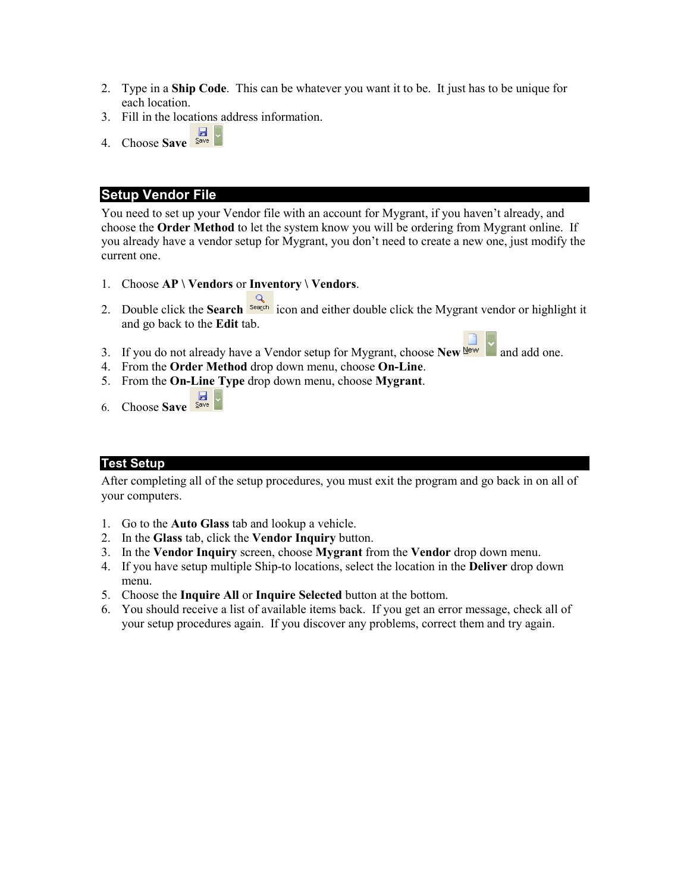2. Type in a **Ship Code**. This can be whatever you want it to be. It just has to be unique for each location.
3. Fill in the locations address information.
4. Choose **Save**

## Setup Vendor File

You need to set up your Vendor file with an account for Mygrant, if you haven't already, and choose the **Order Method** to let the system know you will be ordering from Mygrant online. If you already have a vendor setup for Mygrant, you don't need to create a new one, just modify the current one.

1. Choose **AP \ Vendors** or **Inventory \ Vendors**.
2. Double click the **Search** icon and either double click the Mygrant vendor or highlight it and go back to the **Edit** tab.
3. If you do not already have a Vendor setup for Mygrant, choose **New** and add one.
4. From the **Order Method** drop down menu, choose **On-Line**.
5. From the **On-Line Type** drop down menu, choose **Mygrant**.
6. Choose **Save**

## Test Setup

After completing all of the setup procedures, you must exit the program and go back in on all of your computers.

1. Go to the **Auto Glass** tab and lookup a vehicle.
2. In the **Glass** tab, click the **Vendor Inquiry** button.
3. In the **Vendor Inquiry** screen, choose **Mygrant** from the **Vendor** drop down menu.
4. If you have setup multiple Ship-to locations, select the location in the **Deliver** drop down menu.
5. Choose the **Inquire All** or **Inquire Selected** button at the bottom.
6. You should receive a list of available items back. If you get an error message, check all of your setup procedures again. If you discover any problems, correct them and try again.